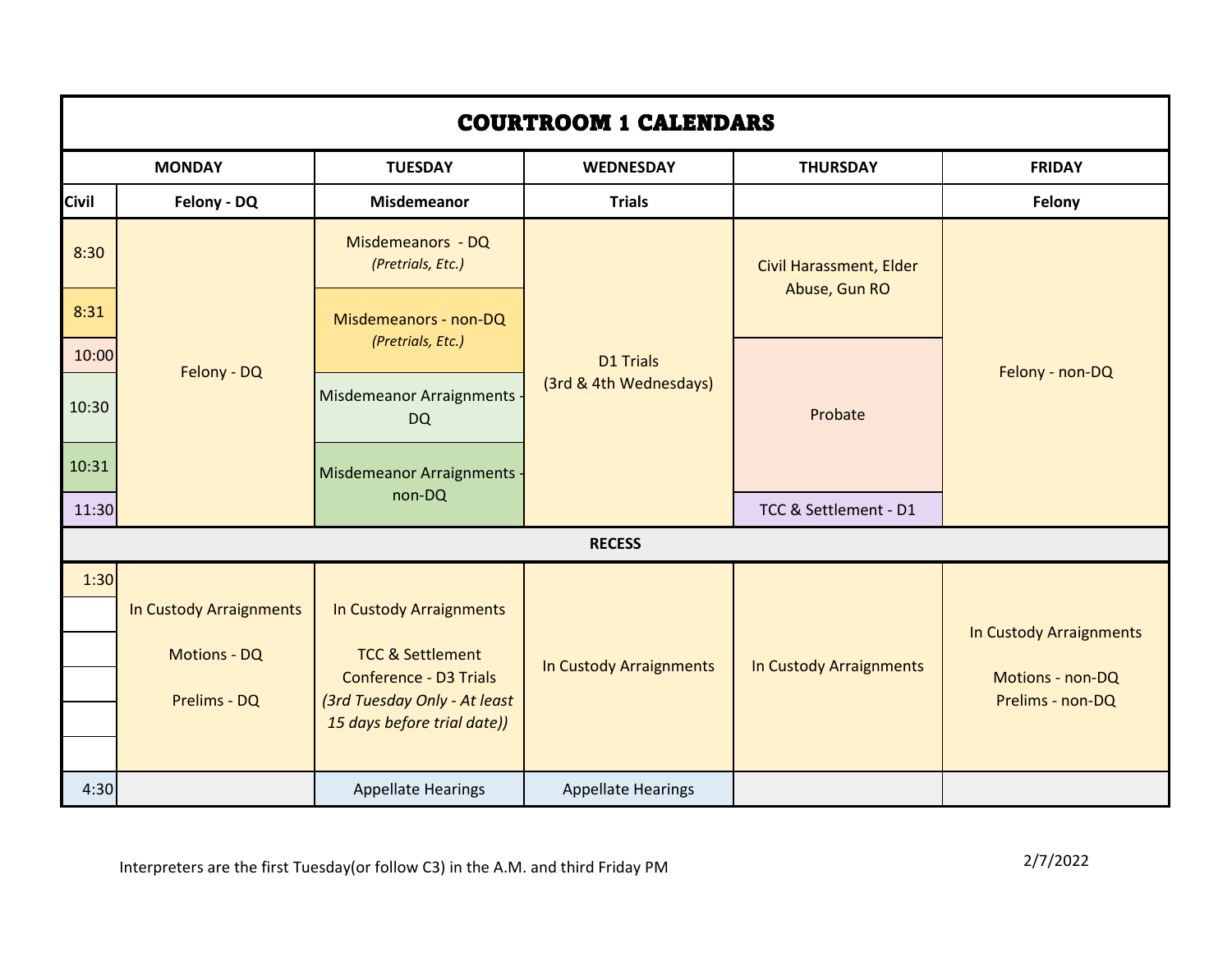# COURTROOM 1 CALENDARS

| | MONDAY | TUESDAY | WEDNESDAY | THURSDAY | FRIDAY |
|---|---|---|---|---|---|
| Civil | Felony - DQ | Misdemeanor | Trials | | Felony |
| 8:30 | Felony - DQ | Misdemeanors - DQ *(Pretrials, Etc.)* | D1 Trials (3rd & 4th Wednesdays) | Civil Harassment, Elder Abuse, Gun RO | Felony - non-DQ |
| 8:31 | | Misdemeanors - non-DQ *(Pretrials, Etc.)* | | | |
| 10:00 | | | | Probate | |
| 10:30 | | Misdemeanor Arraignments - DQ | | | |
| 10:31 | | Misdemeanor Arraignments - non-DQ | | | |
| 11:30 | | | | TCC & Settlement - D1 | |
| RECESS | | | | | |
| 1:30 | In Custody Arraignments<br><br>Motions - DQ<br><br>Prelims - DQ | In Custody Arraignments<br><br>TCC & Settlement Conference - D3 Trials *(3rd Tuesday Only - At least 15 days before trial date))* | In Custody Arraignments | In Custody Arraignments | In Custody Arraignments<br><br>Motions - non-DQ<br>Prelims - non-DQ |
| 4:30 | | Appellate Hearings | Appellate Hearings | | |

Interpreters are the first Tuesday(or follow C3) in the A.M. and third Friday PM

2/7/2022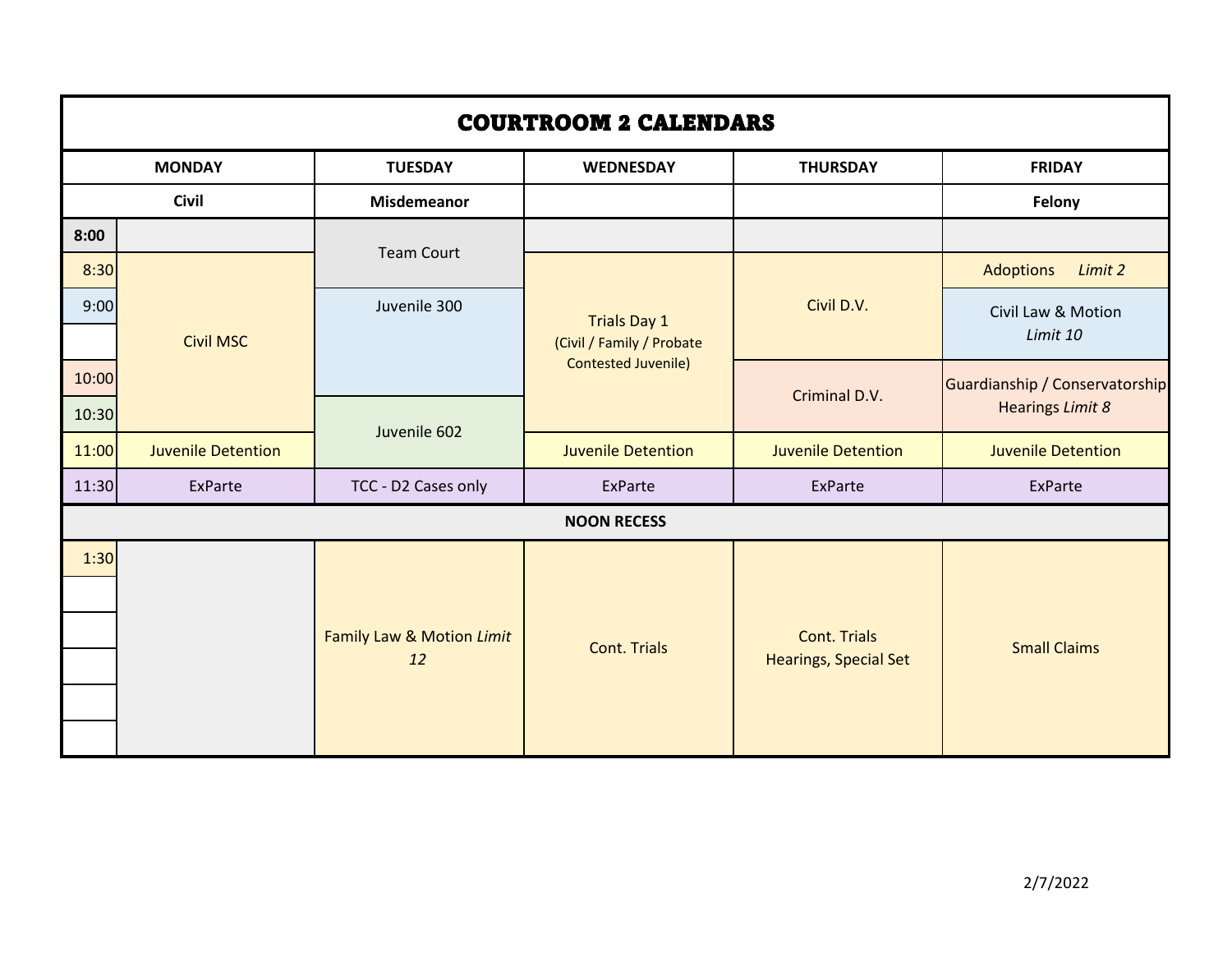# COURTROOM 2 CALENDARS

| | MONDAY | TUESDAY | WEDNESDAY | THURSDAY | FRIDAY |
|---|---|---|---|---|---|
| | Civil | Misdemeanor | | | Felony |
| 8:00 | | Team Court | | | |
| 8:30 | Civil MSC | | Trials Day 1 (Civil / Family / Probate Contested Juvenile) | Civil D.V. | Adoptions *Limit 2* |
| 9:00 | | Juvenile 300 | | | Civil Law & Motion *Limit 10* |
| | | | | | |
| 10:00 | | | | Criminal D.V. | Guardianship / Conservatorship Hearings *Limit 8* |
| 10:30 | | Juvenile 602 | | | |
| 11:00 | Juvenile Detention | | Juvenile Detention | Juvenile Detention | Juvenile Detention |
| 11:30 | ExParte | TCC - D2 Cases only | ExParte | ExParte | ExParte |
| **NOON RECESS** | | | | | |
| 1:30 | | Family Law & Motion *Limit 12* | Cont. Trials | Cont. Trials Hearings, Special Set | Small Claims |

2/7/2022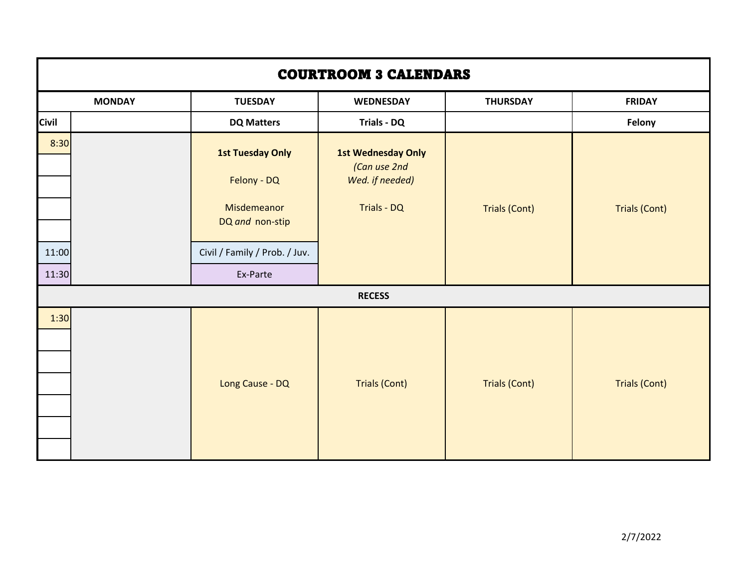# COURTROOM 3 CALENDARS

| MONDAY | | TUESDAY | WEDNESDAY | THURSDAY | FRIDAY |
|---|---|---|---|---|---|
| Civil | | DQ Matters | Trials - DQ | | Felony |
| 8:30 | | **1st Tuesday Only**<br><br>Felony - DQ<br><br>Misdemeanor DQ *and* non-stip | **1st Wednesday Only**<br>*(Can use 2nd Wed. if needed)*<br><br>Trials - DQ | Trials (Cont) | Trials (Cont) |
| 11:00 | | Civil / Family / Prob. / Juv. | | | |
| 11:30 | | Ex-Parte | | | |
| **RECESS** | | | | | |
| 1:30 | | Long Cause - DQ | Trials (Cont) | Trials (Cont) | Trials (Cont) |

2/7/2022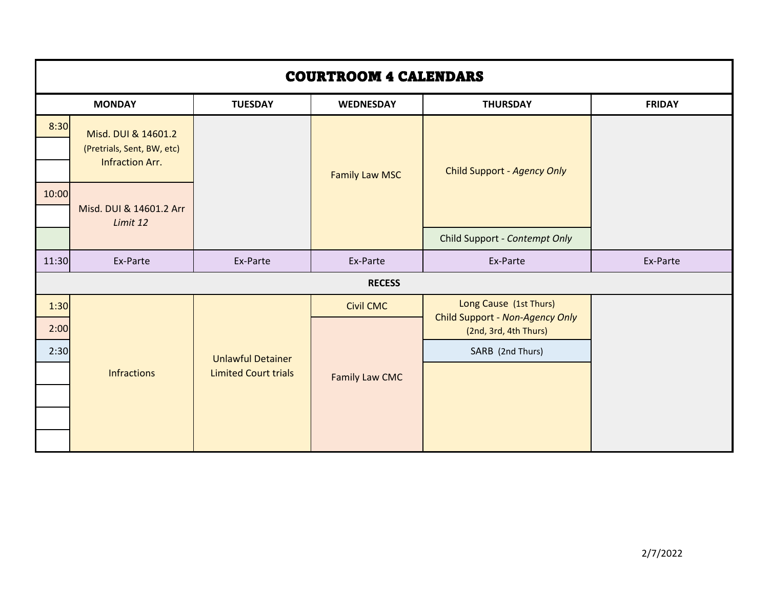# COURTROOM 4 CALENDARS

| | MONDAY | TUESDAY | WEDNESDAY | THURSDAY | FRIDAY |
|---|---|---|---|---|---|
| 8:30 | Misd. DUI & 14601.2 (Pretrials, Sent, BW, etc) Infraction Arr. | | Family Law MSC | Child Support - *Agency Only* | |
| 10:00 | Misd. DUI & 14601.2 Arr *Limit 12* | | | Child Support - *Contempt Only* | |
| 11:30 | Ex-Parte | Ex-Parte | Ex-Parte | Ex-Parte | Ex-Parte |
| **RECESS** | | | | | |
| 1:30 | Infractions | Unlawful Detainer Limited Court trials | Civil CMC | Long Cause (1st Thurs) Child Support - *Non-Agency Only* (2nd, 3rd, 4th Thurs) | |
| 2:00 | | | Family Law CMC | | |
| 2:30 | | | | SARB (2nd Thurs) | |

2/7/2022